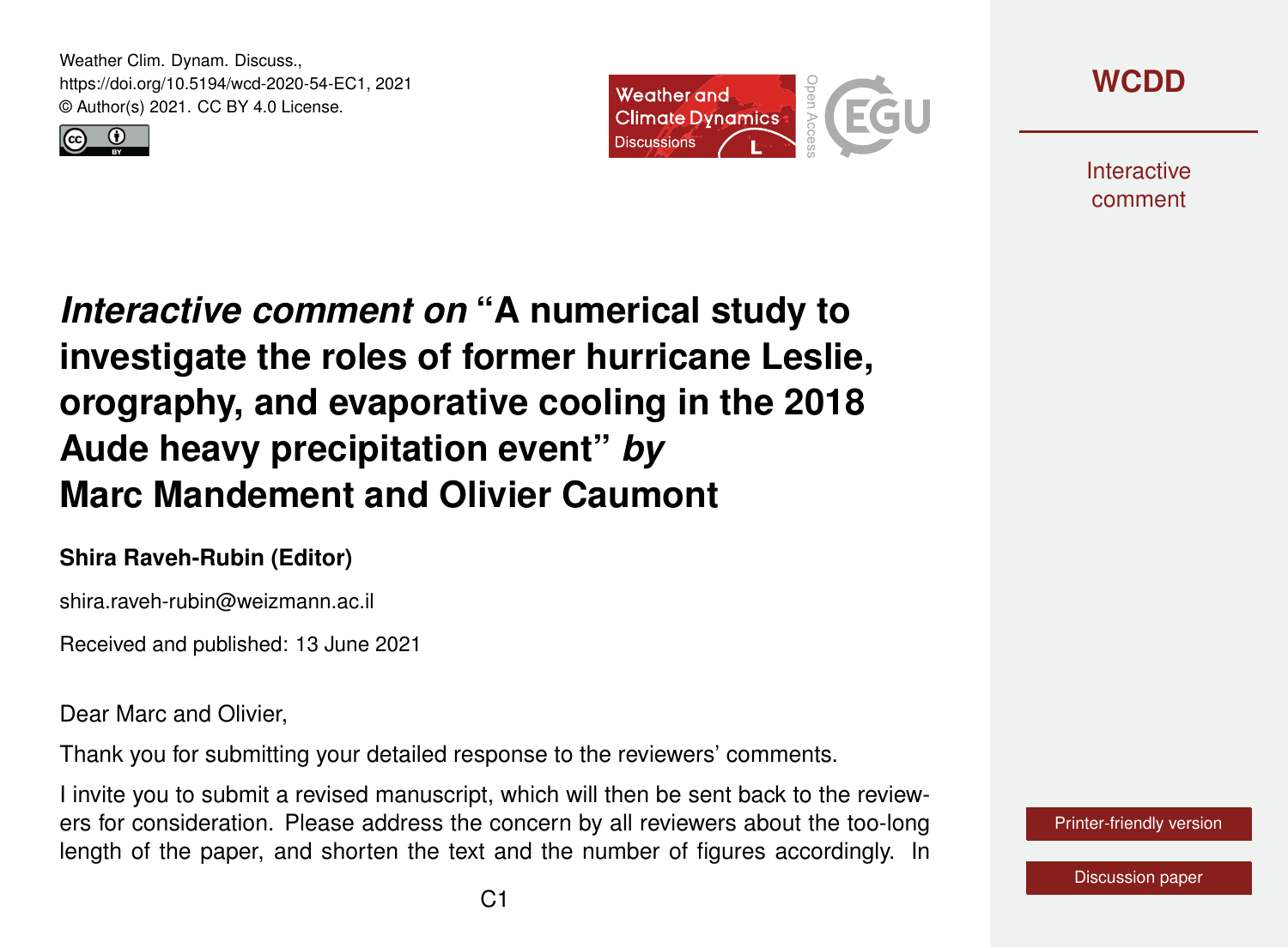# *Interactive comment on* "A numerical study to investigate the roles of former hurricane Leslie, orography, and evaporative cooling in the 2018 Aude heavy precipitation event" *by* Marc Mandement and Olivier Caumont

**Shira Raveh-Rubin (Editor)**

shira.raveh-rubin@weizmann.ac.il

Received and published: 13 June 2021

Dear Marc and Olivier,

Thank you for submitting your detailed response to the reviewers' comments.

I invite you to submit a revised manuscript, which will then be sent back to the reviewers for consideration. Please address the concern by all reviewers about the too-long length of the paper, and shorten the text and the number of figures accordingly. In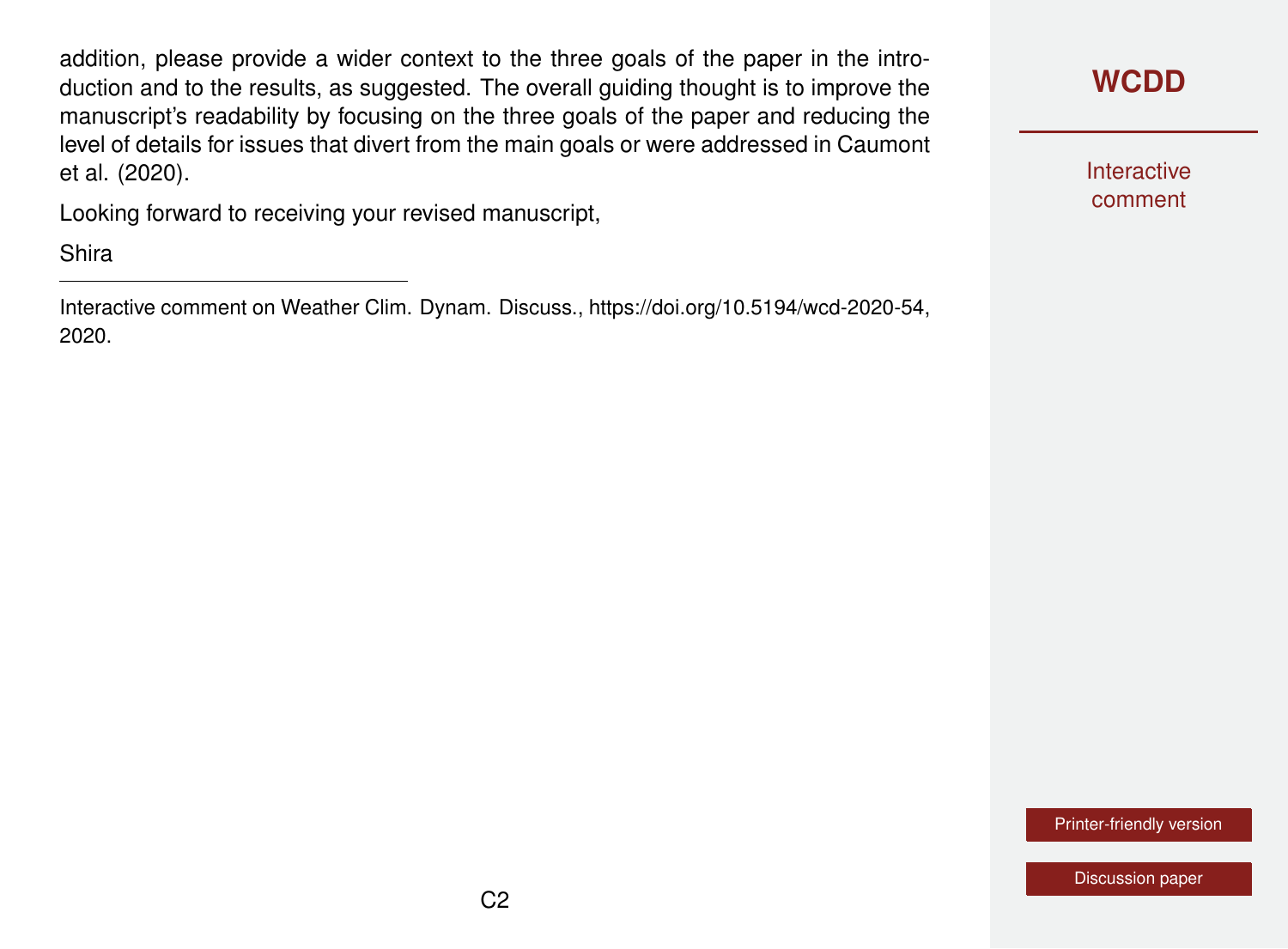addition, please provide a wider context to the three goals of the paper in the introduction and to the results, as suggested. The overall guiding thought is to improve the manuscript's readability by focusing on the three goals of the paper and reducing the level of details for issues that divert from the main goals or were addressed in Caumont et al. (2020).

Looking forward to receiving your revised manuscript,

Shira

---

Interactive comment on Weather Clim. Dynam. Discuss., https://doi.org/10.5194/wcd-2020-54, 2020.